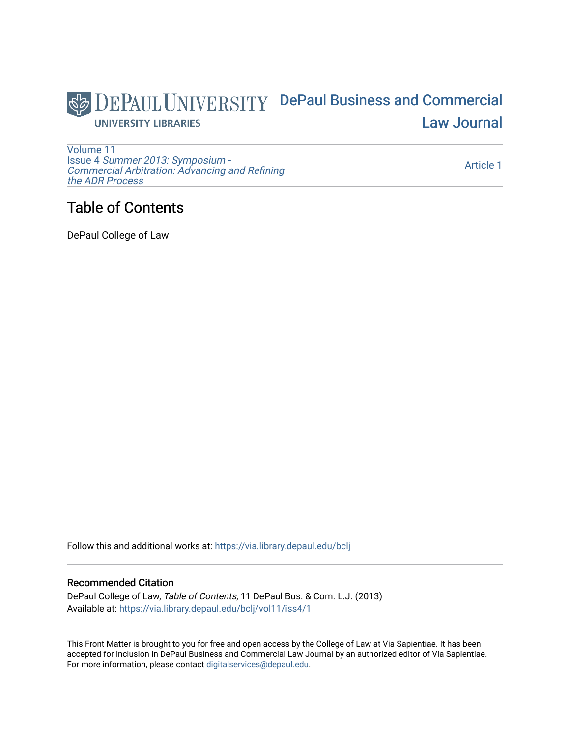DePaul University

UNIVERSITY LIBRARIES

DePaul Business and Commercial Law Journal

Volume 11
Issue 4 *Summer 2013: Symposium - Commercial Arbitration: Advancing and Refining the ADR Process*

Article 1

# Table of Contents

DePaul College of Law

Follow this and additional works at: https://via.library.depaul.edu/bclj

## Recommended Citation

DePaul College of Law, *Table of Contents*, 11 DePaul Bus. & Com. L.J. (2013)
Available at: https://via.library.depaul.edu/bclj/vol11/iss4/1

This Front Matter is brought to you for free and open access by the College of Law at Via Sapientiae. It has been accepted for inclusion in DePaul Business and Commercial Law Journal by an authorized editor of Via Sapientiae. For more information, please contact digitalservices@depaul.edu.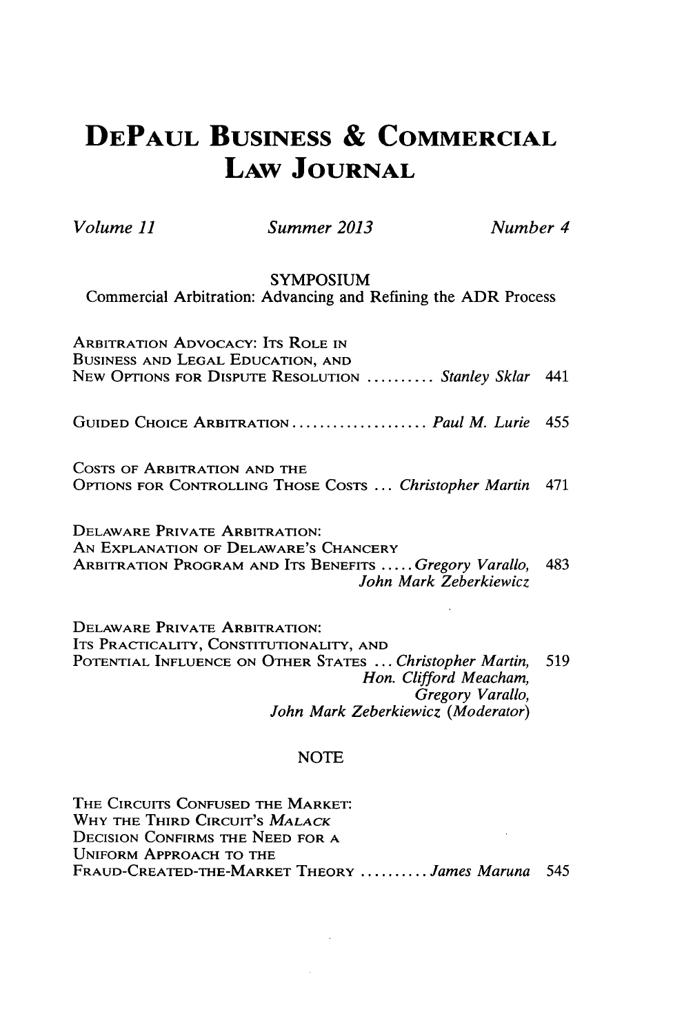# DePaul Business & Commercial Law Journal

*Volume 11* | *Summer 2013* | *Number 4*

## SYMPOSIUM

### Commercial Arbitration: Advancing and Refining the ADR Process

Arbitration Advocacy: Its Role in Business and Legal Education, and New Options for Dispute Resolution .......... *Stanley Sklar* 441

Guided Choice Arbitration .................... *Paul M. Lurie* 455

Costs of Arbitration and the Options for Controlling Those Costs ... *Christopher Martin* 471

Delaware Private Arbitration: An Explanation of Delaware's Chancery Arbitration Program and Its Benefits ..... *Gregory Varallo, John Mark Zeberkiewicz* 483

Delaware Private Arbitration: Its Practicality, Constitutionality, and Potential Influence on Other States ... *Christopher Martin, Hon. Clifford Meacham, Gregory Varallo, John Mark Zeberkiewicz (Moderator)* 519

## NOTE

The Circuits Confused the Market: Why the Third Circuit's *Malack* Decision Confirms the Need for a Uniform Approach to the Fraud-Created-the-Market Theory .......... *James Maruna* 545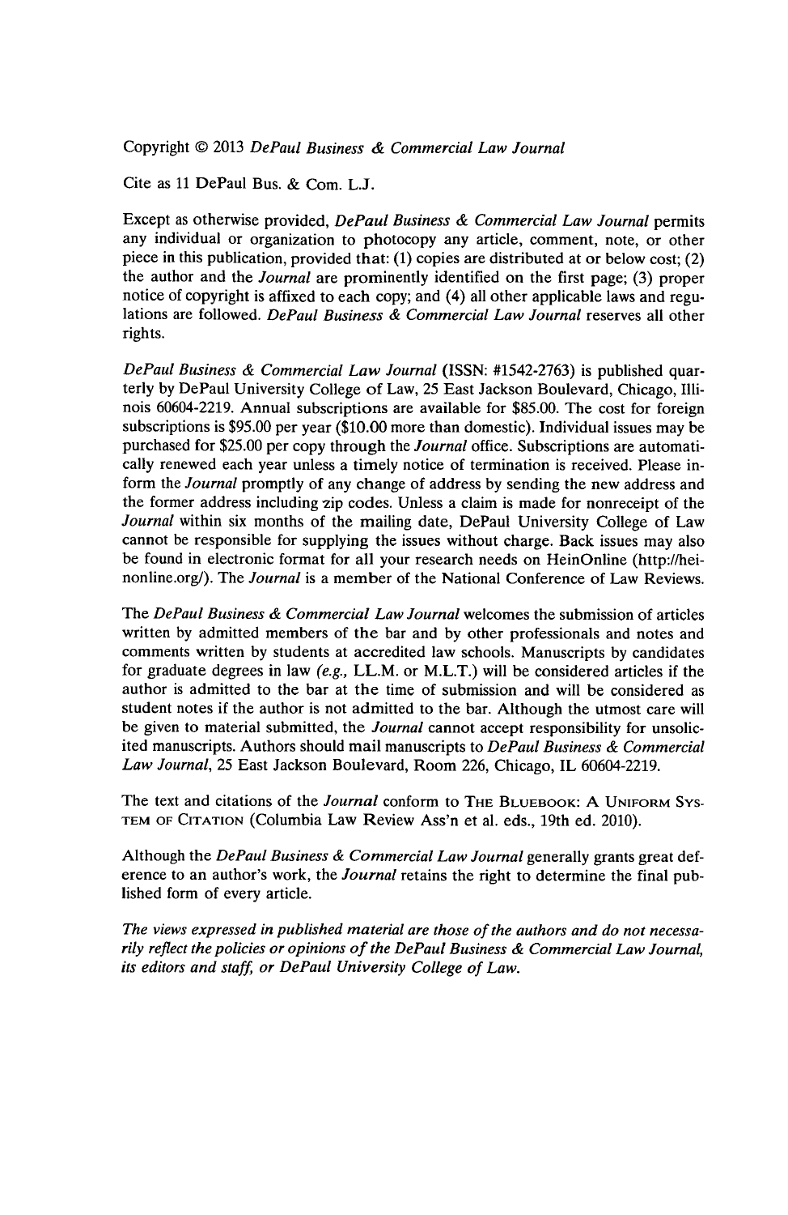Copyright © 2013 *DePaul Business & Commercial Law Journal*

Cite as 11 DePaul Bus. & Com. L.J.

Except as otherwise provided, *DePaul Business & Commercial Law Journal* permits any individual or organization to photocopy any article, comment, note, or other piece in this publication, provided that: (1) copies are distributed at or below cost; (2) the author and the *Journal* are prominently identified on the first page; (3) proper notice of copyright is affixed to each copy; and (4) all other applicable laws and regulations are followed. *DePaul Business & Commercial Law Journal* reserves all other rights.

*DePaul Business & Commercial Law Journal* (ISSN: #1542-2763) is published quarterly by DePaul University College of Law, 25 East Jackson Boulevard, Chicago, Illinois 60604-2219. Annual subscriptions are available for $85.00. The cost for foreign subscriptions is $95.00 per year ($10.00 more than domestic). Individual issues may be purchased for $25.00 per copy through the *Journal* office. Subscriptions are automatically renewed each year unless a timely notice of termination is received. Please inform the *Journal* promptly of any change of address by sending the new address and the former address including zip codes. Unless a claim is made for nonreceipt of the *Journal* within six months of the mailing date, DePaul University College of Law cannot be responsible for supplying the issues without charge. Back issues may also be found in electronic format for all your research needs on HeinOnline (http://heinonline.org/). The *Journal* is a member of the National Conference of Law Reviews.

The *DePaul Business & Commercial Law Journal* welcomes the submission of articles written by admitted members of the bar and by other professionals and notes and comments written by students at accredited law schools. Manuscripts by candidates for graduate degrees in law (*e.g.*, LL.M. or M.L.T.) will be considered articles if the author is admitted to the bar at the time of submission and will be considered as student notes if the author is not admitted to the bar. Although the utmost care will be given to material submitted, the *Journal* cannot accept responsibility for unsolicited manuscripts. Authors should mail manuscripts to *DePaul Business & Commercial Law Journal*, 25 East Jackson Boulevard, Room 226, Chicago, IL 60604-2219.

The text and citations of the *Journal* conform to THE BLUEBOOK: A UNIFORM SYSTEM OF CITATION (Columbia Law Review Ass'n et al. eds., 19th ed. 2010).

Although the *DePaul Business & Commercial Law Journal* generally grants great deference to an author's work, the *Journal* retains the right to determine the final published form of every article.

*The views expressed in published material are those of the authors and do not necessarily reflect the policies or opinions of the DePaul Business & Commercial Law Journal, its editors and staff, or DePaul University College of Law.*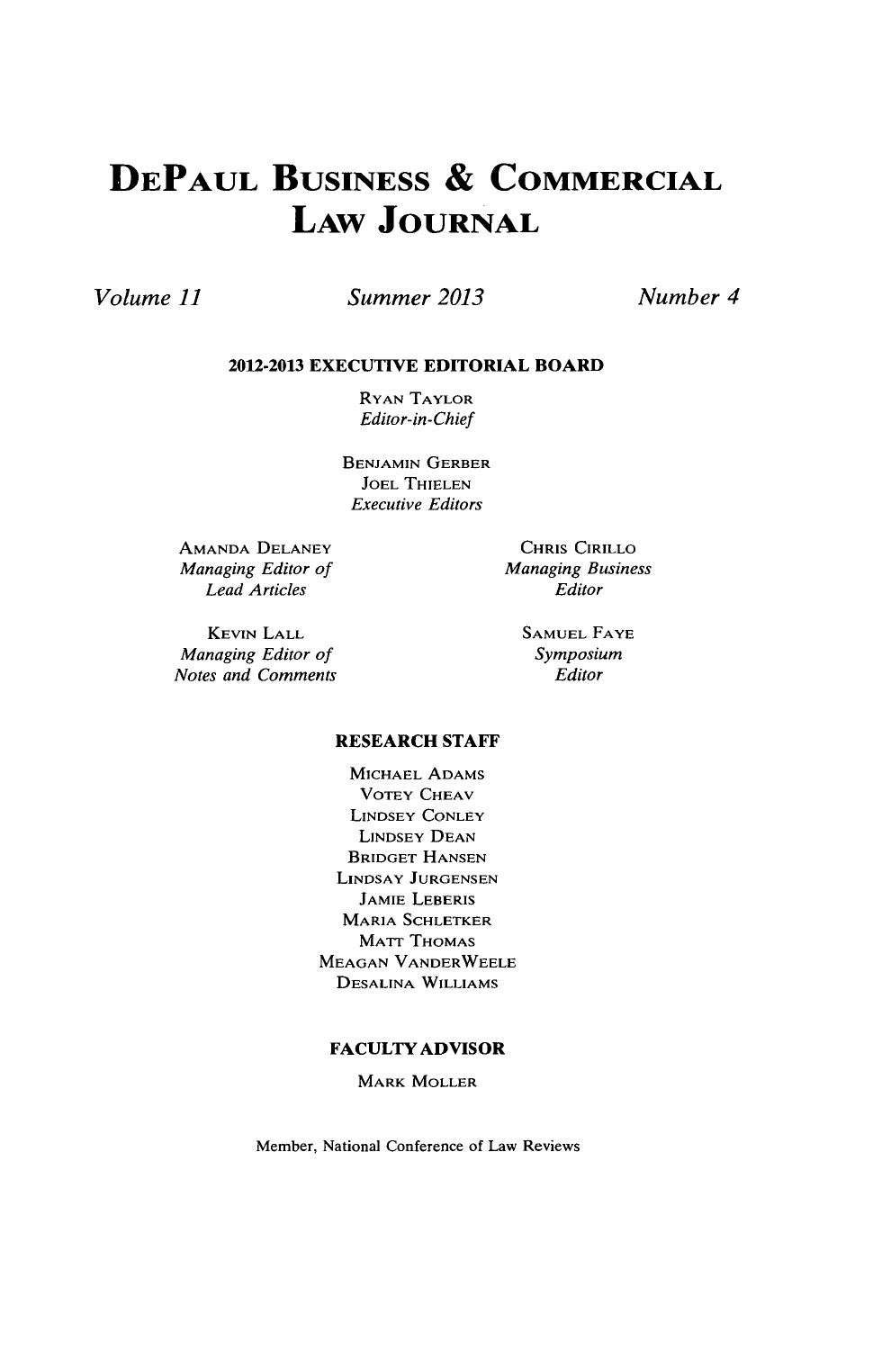# DePaul Business & Commercial Law Journal

Volume 11 — Summer 2013 — Number 4

## 2012-2013 EXECUTIVE EDITORIAL BOARD

Ryan Taylor
*Editor-in-Chief*

Benjamin Gerber
Joel Thielen
*Executive Editors*

Amanda Delaney
*Managing Editor of Lead Articles*

Chris Cirillo
*Managing Business Editor*

Kevin Lall
*Managing Editor of Notes and Comments*

Samuel Faye
*Symposium Editor*

## RESEARCH STAFF

Michael Adams
Votey Cheav
Lindsey Conley
Lindsey Dean
Bridget Hansen
Lindsay Jurgensen
Jamie Leberis
Maria Schletker
Matt Thomas
Meagan VanderWeele
Desalina Williams

## FACULTY ADVISOR

Mark Moller

Member, National Conference of Law Reviews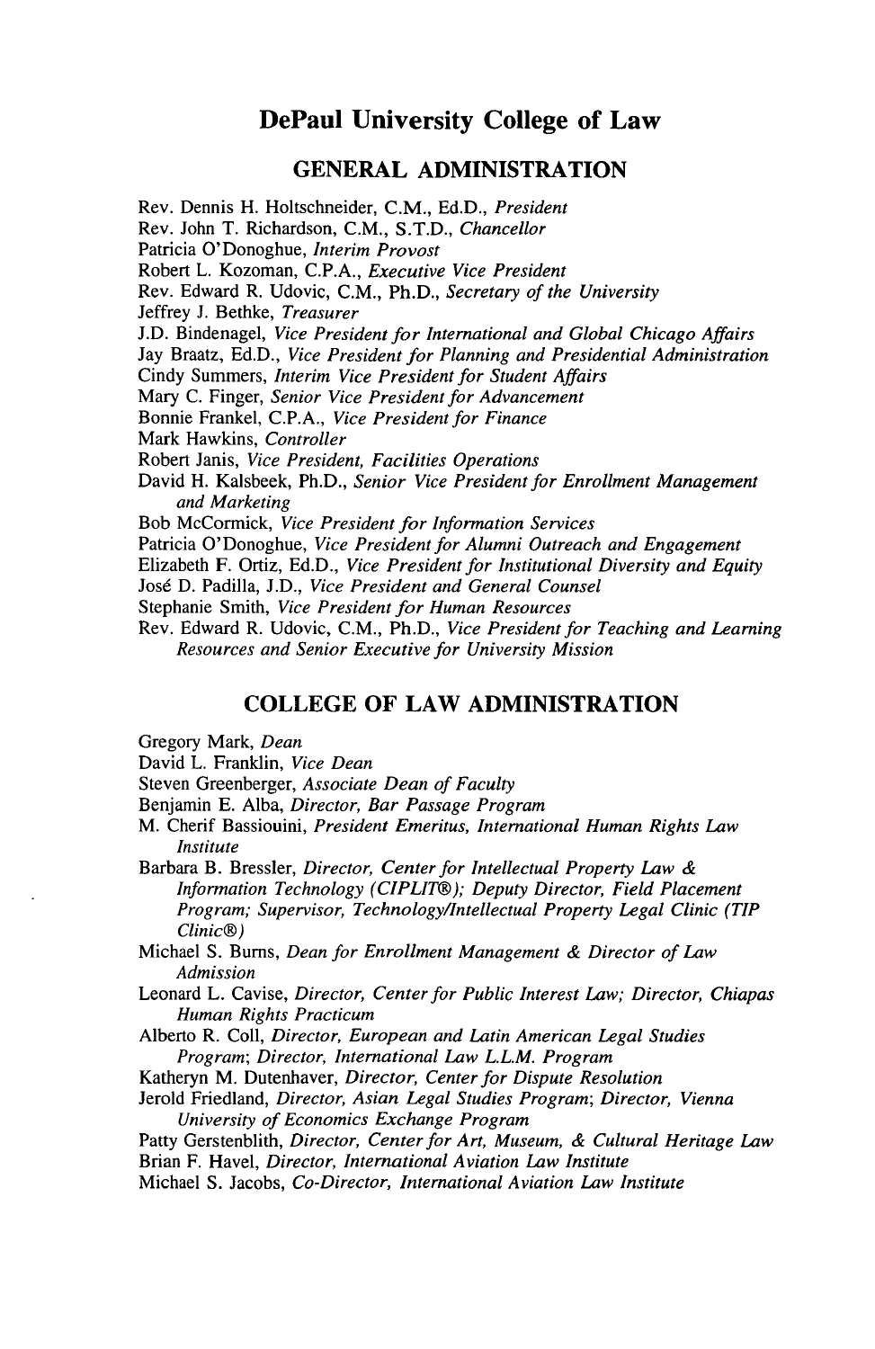# DePaul University College of Law

## GENERAL ADMINISTRATION

Rev. Dennis H. Holtschneider, C.M., Ed.D., *President*
Rev. John T. Richardson, C.M., S.T.D., *Chancellor*
Patricia O'Donoghue, *Interim Provost*
Robert L. Kozoman, C.P.A., *Executive Vice President*
Rev. Edward R. Udovic, C.M., Ph.D., *Secretary of the University*
Jeffrey J. Bethke, *Treasurer*
J.D. Bindenagel, *Vice President for International and Global Chicago Affairs*
Jay Braatz, Ed.D., *Vice President for Planning and Presidential Administration*
Cindy Summers, *Interim Vice President for Student Affairs*
Mary C. Finger, *Senior Vice President for Advancement*
Bonnie Frankel, C.P.A., *Vice President for Finance*
Mark Hawkins, *Controller*
Robert Janis, *Vice President, Facilities Operations*
David H. Kalsbeek, Ph.D., *Senior Vice President for Enrollment Management and Marketing*
Bob McCormick, *Vice President for Information Services*
Patricia O'Donoghue, *Vice President for Alumni Outreach and Engagement*
Elizabeth F. Ortiz, Ed.D., *Vice President for Institutional Diversity and Equity*
José D. Padilla, J.D., *Vice President and General Counsel*
Stephanie Smith, *Vice President for Human Resources*
Rev. Edward R. Udovic, C.M., Ph.D., *Vice President for Teaching and Learning Resources and Senior Executive for University Mission*

## COLLEGE OF LAW ADMINISTRATION

Gregory Mark, *Dean*
David L. Franklin, *Vice Dean*
Steven Greenberger, *Associate Dean of Faculty*
Benjamin E. Alba, *Director, Bar Passage Program*
M. Cherif Bassiouini, *President Emeritus, International Human Rights Law Institute*
Barbara B. Bressler, *Director, Center for Intellectual Property Law & Information Technology (CIPLIT®); Deputy Director, Field Placement Program; Supervisor, Technology/Intellectual Property Legal Clinic (TIP Clinic®)*
Michael S. Burns, *Dean for Enrollment Management & Director of Law Admission*
Leonard L. Cavise, *Director, Center for Public Interest Law; Director, Chiapas Human Rights Practicum*
Alberto R. Coll, *Director, European and Latin American Legal Studies Program; Director, International Law L.L.M. Program*
Katheryn M. Dutenhaver, *Director, Center for Dispute Resolution*
Jerold Friedland, *Director, Asian Legal Studies Program; Director, Vienna University of Economics Exchange Program*
Patty Gerstenblith, *Director, Center for Art, Museum, & Cultural Heritage Law*
Brian F. Havel, *Director, International Aviation Law Institute*
Michael S. Jacobs, *Co-Director, International Aviation Law Institute*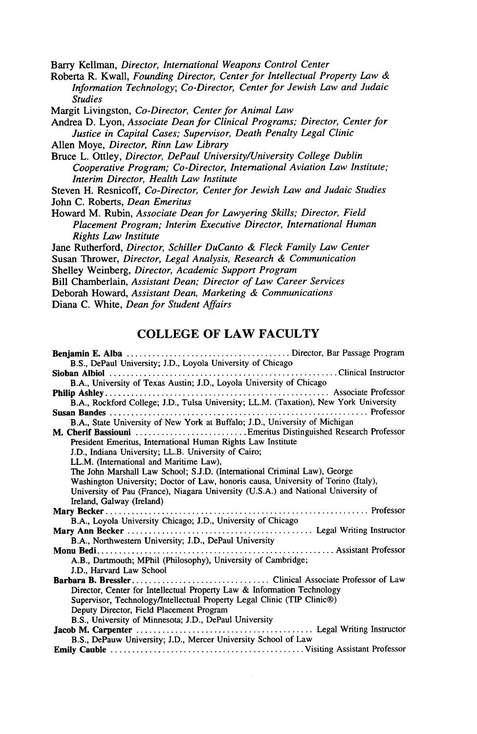Barry Kellman, *Director, International Weapons Control Center*

Roberta R. Kwall, *Founding Director, Center for Intellectual Property Law & Information Technology; Co-Director, Center for Jewish Law and Judaic Studies*

Margit Livingston, *Co-Director, Center for Animal Law*

Andrea D. Lyon, *Associate Dean for Clinical Programs; Director, Center for Justice in Capital Cases; Supervisor, Death Penalty Legal Clinic*

Allen Moye, *Director, Rinn Law Library*

Bruce L. Ottley, *Director, DePaul University/University College Dublin Cooperative Program; Co-Director, International Aviation Law Institute; Interim Director, Health Law Institute*

Steven H. Resnicoff, *Co-Director, Center for Jewish Law and Judaic Studies*

John C. Roberts, *Dean Emeritus*

Howard M. Rubin, *Associate Dean for Lawyering Skills; Director, Field Placement Program; Interim Executive Director, International Human Rights Law Institute*

Jane Rutherford, *Director, Schiller DuCanto & Fleck Family Law Center*

Susan Thrower, *Director, Legal Analysis, Research & Communication*

Shelley Weinberg, *Director, Academic Support Program*

Bill Chamberlain, *Assistant Dean; Director of Law Career Services*

Deborah Howard, *Assistant Dean, Marketing & Communications*

Diana C. White, *Dean for Student Affairs*

## COLLEGE OF LAW FACULTY

**Benjamin E. Alba** ...................................... Director, Bar Passage Program
B.S., DePaul University; J.D., Loyola University of Chicago

**Sioban Albiol** ...................................... Clinical Instructor
B.A., University of Texas Austin; J.D., Loyola University of Chicago

**Philip Ashley** ...................................... Associate Professor
B.A., Rockford College; J.D., Tulsa University; LL.M. (Taxation), New York University

**Susan Bandes** ...................................... Professor
B.A., State University of New York at Buffalo; J.D., University of Michigan

**M. Cherif Bassiouni** ...................................... Emeritus Distinguished Research Professor
President Emeritus, International Human Rights Law Institute
J.D., Indiana University; LL.B. University of Cairo;
LL.M. (International and Maritime Law),
The John Marshall Law School; S.J.D. (International Criminal Law), George Washington University; Doctor of Law, honoris causa, University of Torino (Italy), University of Pau (France), Niagara University (U.S.A.) and National University of Ireland, Galway (Ireland)

**Mary Becker** ...................................... Professor
B.A., Loyola University Chicago; J.D., University of Chicago

**Mary Ann Becker** ...................................... Legal Writing Instructor
B.A., Northwestern University; J.D., DePaul University

**Monu Bedi** ...................................... Assistant Professor
A.B., Dartmouth; MPhil (Philosophy), University of Cambridge;
J.D., Harvard Law School

**Barbara B. Bressler** ...................................... Clinical Associate Professor of Law
Director, Center for Intellectual Property Law & Information Technology
Supervisor, Technology/Intellectual Property Legal Clinic (TIP Clinic®)
Deputy Director, Field Placement Program
B.S., University of Minnesota; J.D., DePaul University

**Jacob M. Carpenter** ...................................... Legal Writing Instructor
B.S., DePauw University; J.D., Mercer University School of Law

**Emily Cauble** ...................................... Visiting Assistant Professor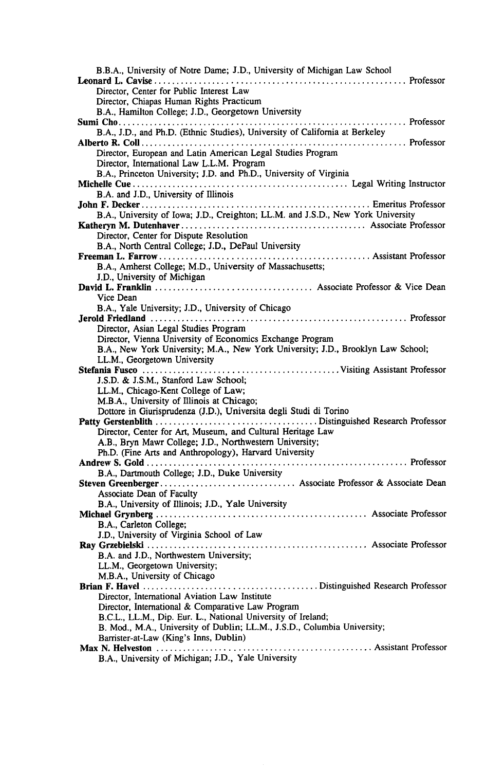B.B.A., University of Notre Dame; J.D., University of Michigan Law School

**Leonard L. Cavise** .......................................................... Professor
Director, Center for Public Interest Law
Director, Chiapas Human Rights Practicum
B.A., Hamilton College; J.D., Georgetown University

**Sumi Cho** .......................................................... Professor
B.A., J.D., and Ph.D. (Ethnic Studies), University of California at Berkeley

**Alberto R. Coll** .......................................................... Professor
Director, European and Latin American Legal Studies Program
Director, International Law L.L.M. Program
B.A., Princeton University; J.D. and Ph.D., University of Virginia

**Michelle Cue** .......................................................... Legal Writing Instructor
B.A. and J.D., University of Illinois

**John F. Decker** .......................................................... Emeritus Professor
B.A., University of Iowa; J.D., Creighton; LL.M. and J.S.D., New York University

**Katheryn M. Dutenhaver** .......................................................... Associate Professor
Director, Center for Dispute Resolution
B.A., North Central College; J.D., DePaul University

**Freeman L. Farrow** .......................................................... Assistant Professor
B.A., Amherst College; M.D., University of Massachusetts;
J.D., University of Michigan

**David L. Franklin** .......................................................... Associate Professor & Vice Dean
Vice Dean
B.A., Yale University; J.D., University of Chicago

**Jerold Friedland** .......................................................... Professor
Director, Asian Legal Studies Program
Director, Vienna University of Economics Exchange Program
B.A., New York University; M.A., New York University; J.D., Brooklyn Law School;
LL.M., Georgetown University

**Stefania Fusco** .......................................................... Visiting Assistant Professor
J.S.D. & J.S.M., Stanford Law School;
LL.M., Chicago-Kent College of Law;
M.B.A., University of Illinois at Chicago;
Dottore in Giurisprudenza (J.D.), Universita degli Studi di Torino

**Patty Gerstenblith** .......................................................... Distinguished Research Professor
Director, Center for Art, Museum, and Cultural Heritage Law
A.B., Bryn Mawr College; J.D., Northwestern University;
Ph.D. (Fine Arts and Anthropology), Harvard University

**Andrew S. Gold** .......................................................... Professor
B.A., Dartmouth College; J.D., Duke University

**Steven Greenberger** .......................................................... Associate Professor & Associate Dean
Associate Dean of Faculty
B.A., University of Illinois; J.D., Yale University

**Michael Grynberg** .......................................................... Associate Professor
B.A., Carleton College;
J.D., University of Virginia School of Law

**Ray Grzebielski** .......................................................... Associate Professor
B.A. and J.D., Northwestern University;
LL.M., Georgetown University;
M.B.A., University of Chicago

**Brian F. Havel** .......................................................... Distinguished Research Professor
Director, International Aviation Law Institute
Director, International & Comparative Law Program
B.C.L., LL.M., Dip. Eur. L., National University of Ireland;
B. Mod., M.A., University of Dublin; LL.M., J.S.D., Columbia University;
Barrister-at-Law (King's Inns, Dublin)

**Max N. Helveston** .......................................................... Assistant Professor
B.A., University of Michigan; J.D., Yale University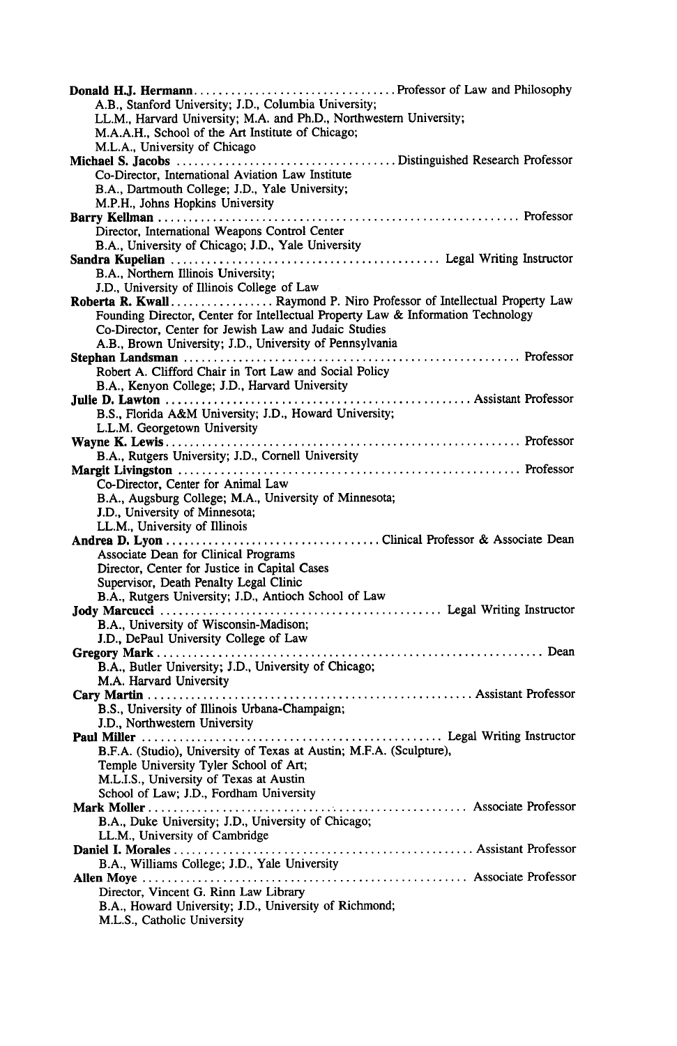**Donald H.J. Hermann** ................................. Professor of Law and Philosophy
A.B., Stanford University; J.D., Columbia University;
LL.M., Harvard University; M.A. and Ph.D., Northwestern University;
M.A.A.H., School of the Art Institute of Chicago;
M.L.A., University of Chicago

**Michael S. Jacobs** ................................. Distinguished Research Professor
Co-Director, International Aviation Law Institute
B.A., Dartmouth College; J.D., Yale University;
M.P.H., Johns Hopkins University

**Barry Kellman** ................................. Professor
Director, International Weapons Control Center
B.A., University of Chicago; J.D., Yale University

**Sandra Kupelian** ................................. Legal Writing Instructor
B.A., Northern Illinois University;
J.D., University of Illinois College of Law

**Roberta R. Kwall** ................. Raymond P. Niro Professor of Intellectual Property Law
Founding Director, Center for Intellectual Property Law & Information Technology
Co-Director, Center for Jewish Law and Judaic Studies
A.B., Brown University; J.D., University of Pennsylvania

**Stephan Landsman** ................................. Professor
Robert A. Clifford Chair in Tort Law and Social Policy
B.A., Kenyon College; J.D., Harvard University

**Julie D. Lawton** ................................. Assistant Professor
B.S., Florida A&M University; J.D., Howard University;
L.L.M. Georgetown University

**Wayne K. Lewis** ................................. Professor
B.A., Rutgers University; J.D., Cornell University

**Margit Livingston** ................................. Professor
Co-Director, Center for Animal Law
B.A., Augsburg College; M.A., University of Minnesota;
J.D., University of Minnesota;
LL.M., University of Illinois

**Andrea D. Lyon** ................................. Clinical Professor & Associate Dean
Associate Dean for Clinical Programs
Director, Center for Justice in Capital Cases
Supervisor, Death Penalty Legal Clinic
B.A., Rutgers University; J.D., Antioch School of Law

**Jody Marcucci** ................................. Legal Writing Instructor
B.A., University of Wisconsin-Madison;
J.D., DePaul University College of Law

**Gregory Mark** ................................. Dean
B.A., Butler University; J.D., University of Chicago;
M.A. Harvard University

**Cary Martin** ................................. Assistant Professor
B.S., University of Illinois Urbana-Champaign;
J.D., Northwestern University

**Paul Miller** ................................. Legal Writing Instructor
B.F.A. (Studio), University of Texas at Austin; M.F.A. (Sculpture),
Temple University Tyler School of Art;
M.L.I.S., University of Texas at Austin
School of Law; J.D., Fordham University

**Mark Moller** ................................. Associate Professor
B.A., Duke University; J.D., University of Chicago;
LL.M., University of Cambridge

**Daniel I. Morales** ................................. Assistant Professor
B.A., Williams College; J.D., Yale University

**Allen Moye** ................................. Associate Professor
Director, Vincent G. Rinn Law Library
B.A., Howard University; J.D., University of Richmond;
M.L.S., Catholic University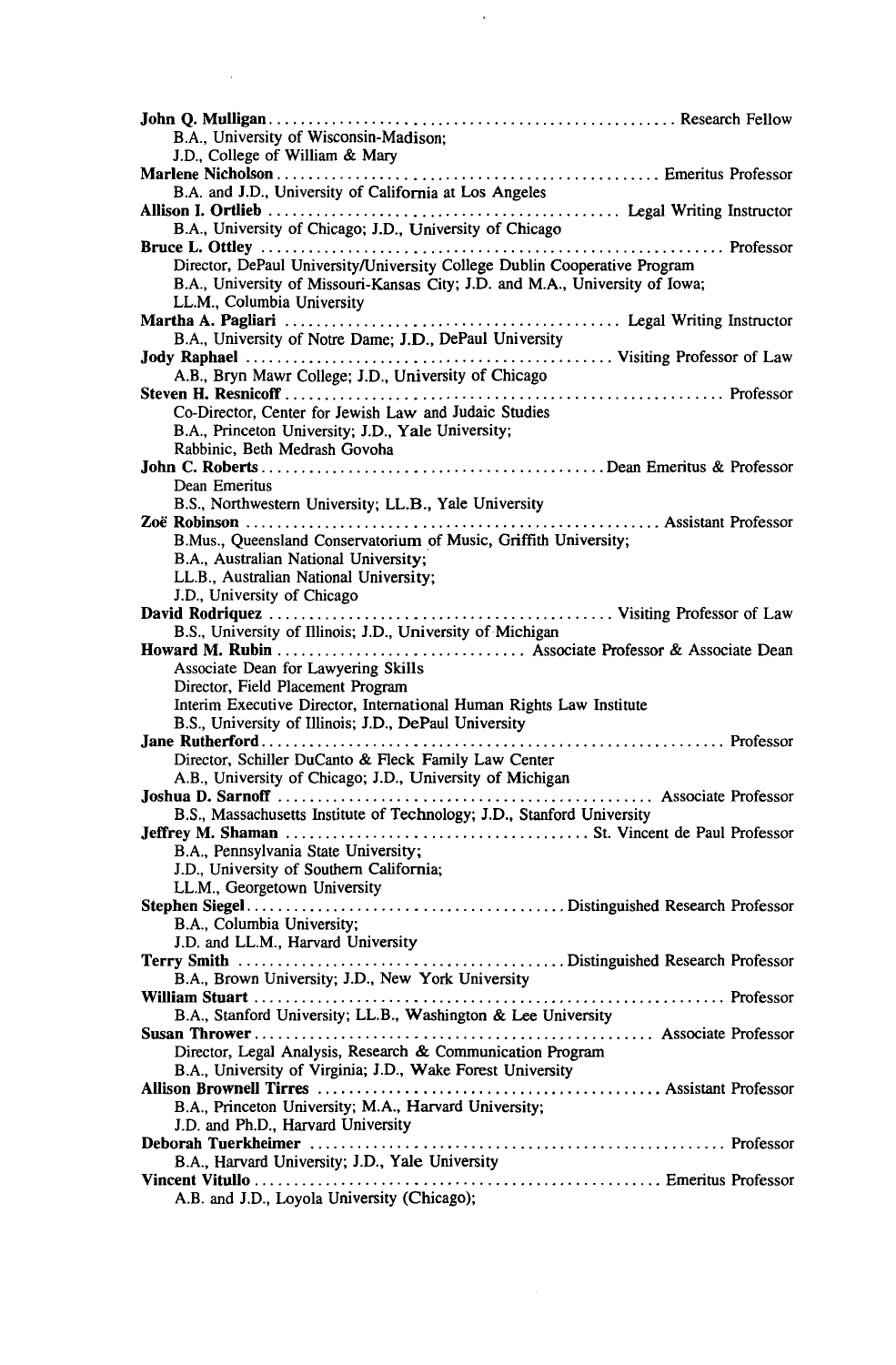**John Q. Mulligan** .................................................. Research Fellow
B.A., University of Wisconsin-Madison;
J.D., College of William & Mary

**Marlene Nicholson** .................................................. Emeritus Professor
B.A. and J.D., University of California at Los Angeles

**Allison I. Ortlieb** .................................................. Legal Writing Instructor
B.A., University of Chicago; J.D., University of Chicago

**Bruce L. Ottley** .................................................. Professor
Director, DePaul University/University College Dublin Cooperative Program
B.A., University of Missouri-Kansas City; J.D. and M.A., University of Iowa;
LL.M., Columbia University

**Martha A. Pagliari** .................................................. Legal Writing Instructor
B.A., University of Notre Dame; J.D., DePaul University

**Jody Raphael** .................................................. Visiting Professor of Law
A.B., Bryn Mawr College; J.D., University of Chicago

**Steven H. Resnicoff** .................................................. Professor
Co-Director, Center for Jewish Law and Judaic Studies
B.A., Princeton University; J.D., Yale University;
Rabbinic, Beth Medrash Govoha

**John C. Roberts** .................................................. Dean Emeritus & Professor
Dean Emeritus
B.S., Northwestern University; LL.B., Yale University

**Zoë Robinson** .................................................. Assistant Professor
B.Mus., Queensland Conservatorium of Music, Griffith University;
B.A., Australian National University;
LL.B., Australian National University;
J.D., University of Chicago

**David Rodriquez** .................................................. Visiting Professor of Law
B.S., University of Illinois; J.D., University of Michigan

**Howard M. Rubin** .................................................. Associate Professor & Associate Dean
Associate Dean for Lawyering Skills
Director, Field Placement Program
Interim Executive Director, International Human Rights Law Institute
B.S., University of Illinois; J.D., DePaul University

**Jane Rutherford** .................................................. Professor
Director, Schiller DuCanto & Fleck Family Law Center
A.B., University of Chicago; J.D., University of Michigan

**Joshua D. Sarnoff** .................................................. Associate Professor
B.S., Massachusetts Institute of Technology; J.D., Stanford University

**Jeffrey M. Shaman** .................................................. St. Vincent de Paul Professor
B.A., Pennsylvania State University;
J.D., University of Southern California;
LL.M., Georgetown University

**Stephen Siegel** .................................................. Distinguished Research Professor
B.A., Columbia University;
J.D. and LL.M., Harvard University

**Terry Smith** .................................................. Distinguished Research Professor
B.A., Brown University; J.D., New York University

**William Stuart** .................................................. Professor
B.A., Stanford University; LL.B., Washington & Lee University

**Susan Thrower** .................................................. Associate Professor
Director, Legal Analysis, Research & Communication Program
B.A., University of Virginia; J.D., Wake Forest University

**Allison Brownell Tirres** .................................................. Assistant Professor
B.A., Princeton University; M.A., Harvard University;
J.D. and Ph.D., Harvard University

**Deborah Tuerkheimer** .................................................. Professor
B.A., Harvard University; J.D., Yale University

**Vincent Vitullo** .................................................. Emeritus Professor
A.B. and J.D., Loyola University (Chicago);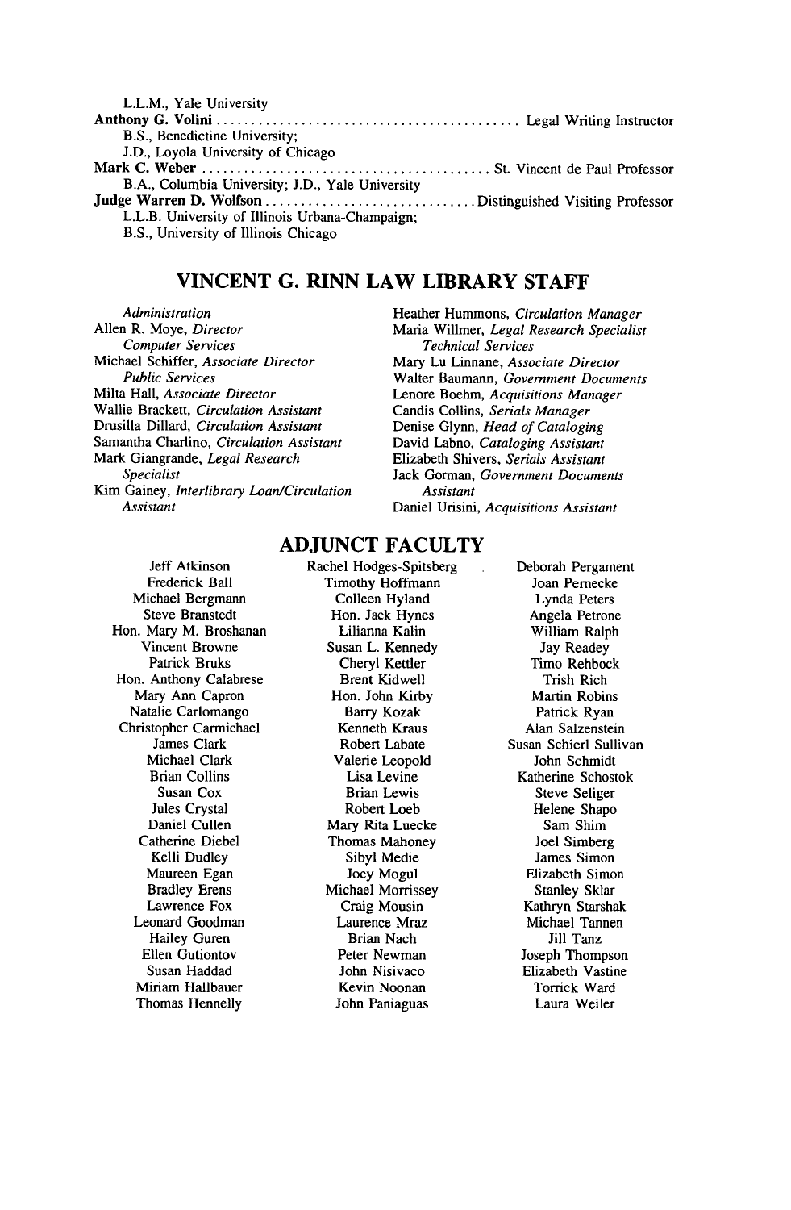L.L.M., Yale University

**Anthony G. Volini** .......................................... Legal Writing Instructor
B.S., Benedictine University;
J.D., Loyola University of Chicago

**Mark C. Weber** .......................................... St. Vincent de Paul Professor
B.A., Columbia University; J.D., Yale University

**Judge Warren D. Wolfson** .......................................... Distinguished Visiting Professor
L.L.B. University of Illinois Urbana-Champaign;
B.S., University of Illinois Chicago

## VINCENT G. RINN LAW LIBRARY STAFF

*Administration*
Allen R. Moye, *Director*

*Computer Services*
Michael Schiffer, *Associate Director*

*Public Services*
Milta Hall, *Associate Director*
Wallie Brackett, *Circulation Assistant*
Drusilla Dillard, *Circulation Assistant*
Samantha Charlino, *Circulation Assistant*
Mark Giangrande, *Legal Research Specialist*
Kim Gainey, *Interlibrary Loan/Circulation Assistant*
Heather Hummons, *Circulation Manager*
Maria Willmer, *Legal Research Specialist*

*Technical Services*
Mary Lu Linnane, *Associate Director*
Walter Baumann, *Government Documents*
Lenore Boehm, *Acquisitions Manager*
Candis Collins, *Serials Manager*
Denise Glynn, *Head of Cataloging*
David Labno, *Cataloging Assistant*
Elizabeth Shivers, *Serials Assistant*
Jack Gorman, *Government Documents Assistant*
Daniel Urisini, *Acquisitions Assistant*

## ADJUNCT FACULTY

Jeff Atkinson
Frederick Ball
Michael Bergmann
Steve Branstedt
Hon. Mary M. Broshanan
Vincent Browne
Patrick Bruks
Hon. Anthony Calabrese
Mary Ann Capron
Natalie Carlomango
Christopher Carmichael
James Clark
Michael Clark
Brian Collins
Susan Cox
Jules Crystal
Daniel Cullen
Catherine Diebel
Kelli Dudley
Maureen Egan
Bradley Erens
Lawrence Fox
Leonard Goodman
Hailey Guren
Ellen Gutiontov
Susan Haddad
Miriam Hallbauer
Thomas Hennelly
Rachel Hodges-Spitsberg
Timothy Hoffmann
Colleen Hyland
Hon. Jack Hynes
Lilianna Kalin
Susan L. Kennedy
Cheryl Kettler
Brent Kidwell
Hon. John Kirby
Barry Kozak
Kenneth Kraus
Robert Labate
Valerie Leopold
Lisa Levine
Brian Lewis
Robert Loeb
Mary Rita Luecke
Thomas Mahoney
Sibyl Medie
Joey Mogul
Michael Morrissey
Craig Mousin
Laurence Mraz
Brian Nach
Peter Newman
John Nisivaco
Kevin Noonan
John Paniaguas
Deborah Pergament
Joan Pernecke
Lynda Peters
Angela Petrone
William Ralph
Jay Readey
Timo Rehbock
Trish Rich
Martin Robins
Patrick Ryan
Alan Salzenstein
Susan Schierl Sullivan
John Schmidt
Katherine Schostok
Steve Seliger
Helene Shapo
Sam Shim
Joel Simberg
James Simon
Elizabeth Simon
Stanley Sklar
Kathryn Starshak
Michael Tannen
Jill Tanz
Joseph Thompson
Elizabeth Vastine
Torrick Ward
Laura Weiler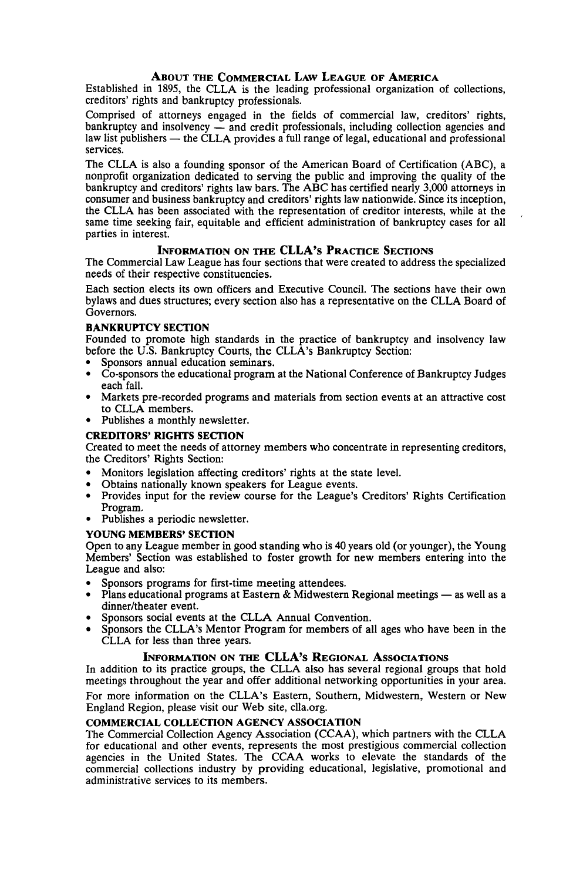## About the Commercial Law League of America

Established in 1895, the CLLA is the leading professional organization of collections, creditors' rights and bankruptcy professionals.

Comprised of attorneys engaged in the fields of commercial law, creditors' rights, bankruptcy and insolvency — and credit professionals, including collection agencies and law list publishers — the CLLA provides a full range of legal, educational and professional services.

The CLLA is also a founding sponsor of the American Board of Certification (ABC), a nonprofit organization dedicated to serving the public and improving the quality of the bankruptcy and creditors' rights law bars. The ABC has certified nearly 3,000 attorneys in consumer and business bankruptcy and creditors' rights law nationwide. Since its inception, the CLLA has been associated with the representation of creditor interests, while at the same time seeking fair, equitable and efficient administration of bankruptcy cases for all parties in interest.

## Information on the CLLA's Practice Sections

The Commercial Law League has four sections that were created to address the specialized needs of their respective constituencies.

Each section elects its own officers and Executive Council. The sections have their own bylaws and dues structures; every section also has a representative on the CLLA Board of Governors.

### BANKRUPTCY SECTION

Founded to promote high standards in the practice of bankruptcy and insolvency law before the U.S. Bankruptcy Courts, the CLLA's Bankruptcy Section:

- Sponsors annual education seminars.
- Co-sponsors the educational program at the National Conference of Bankruptcy Judges each fall.
- Markets pre-recorded programs and materials from section events at an attractive cost to CLLA members.
- Publishes a monthly newsletter.

### CREDITORS' RIGHTS SECTION

Created to meet the needs of attorney members who concentrate in representing creditors, the Creditors' Rights Section:

- Monitors legislation affecting creditors' rights at the state level.
- Obtains nationally known speakers for League events.
- Provides input for the review course for the League's Creditors' Rights Certification Program.
- Publishes a periodic newsletter.

### YOUNG MEMBERS' SECTION

Open to any League member in good standing who is 40 years old (or younger), the Young Members' Section was established to foster growth for new members entering into the League and also:

- Sponsors programs for first-time meeting attendees.
- Plans educational programs at Eastern & Midwestern Regional meetings — as well as a dinner/theater event.
- Sponsors social events at the CLLA Annual Convention.
- Sponsors the CLLA's Mentor Program for members of all ages who have been in the CLLA for less than three years.

## Information on the CLLA's Regional Associations

In addition to its practice groups, the CLLA also has several regional groups that hold meetings throughout the year and offer additional networking opportunities in your area.

For more information on the CLLA's Eastern, Southern, Midwestern, Western or New England Region, please visit our Web site, clla.org.

### COMMERCIAL COLLECTION AGENCY ASSOCIATION

The Commercial Collection Agency Association (CCAA), which partners with the CLLA for educational and other events, represents the most prestigious commercial collection agencies in the United States. The CCAA works to elevate the standards of the commercial collections industry by providing educational, legislative, promotional and administrative services to its members.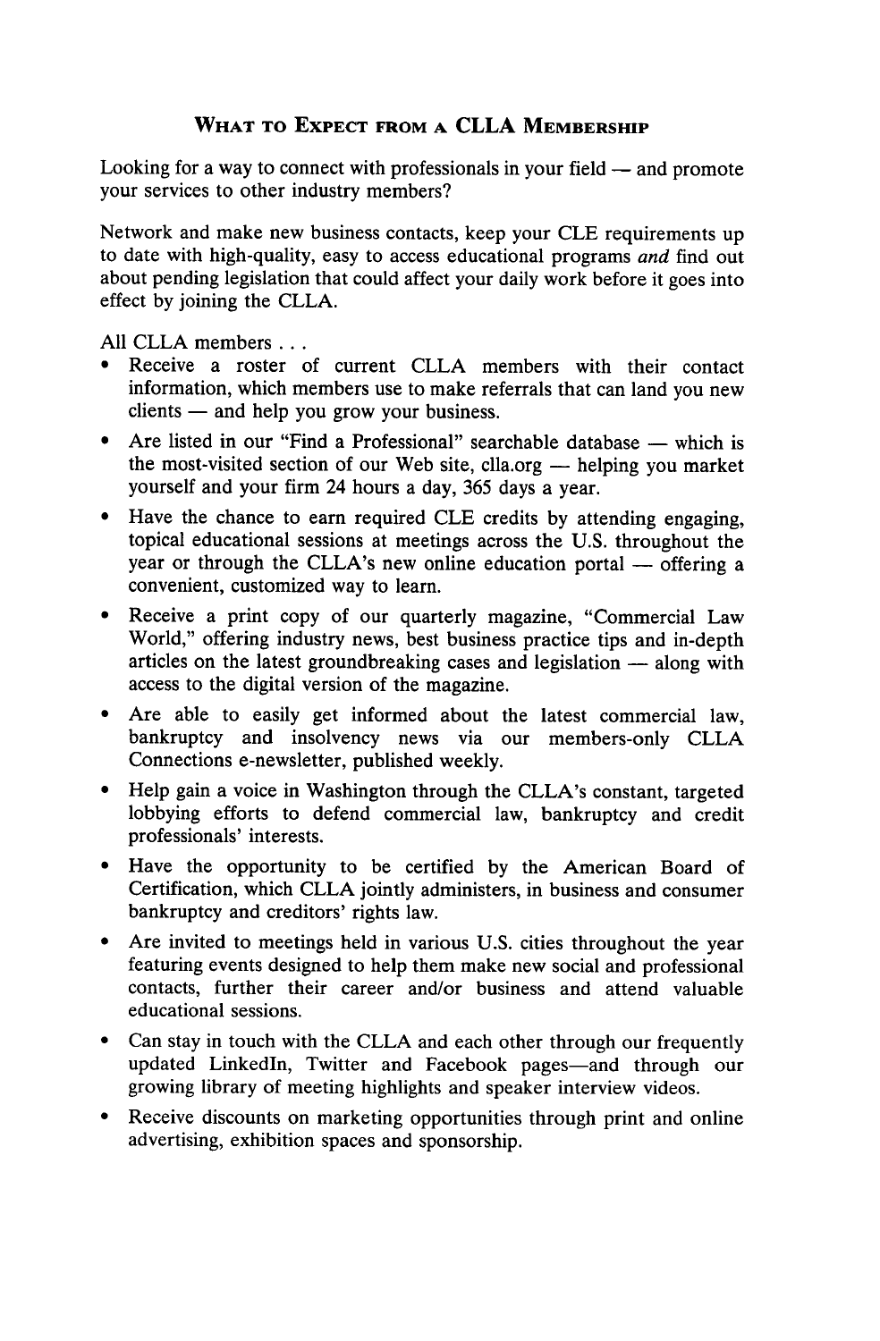## What to Expect from a CLLA Membership

Looking for a way to connect with professionals in your field — and promote your services to other industry members?

Network and make new business contacts, keep your CLE requirements up to date with high-quality, easy to access educational programs *and* find out about pending legislation that could affect your daily work before it goes into effect by joining the CLLA.

All CLLA members . . .

- Receive a roster of current CLLA members with their contact information, which members use to make referrals that can land you new clients — and help you grow your business.
- Are listed in our "Find a Professional" searchable database — which is the most-visited section of our Web site, clla.org — helping you market yourself and your firm 24 hours a day, 365 days a year.
- Have the chance to earn required CLE credits by attending engaging, topical educational sessions at meetings across the U.S. throughout the year or through the CLLA's new online education portal — offering a convenient, customized way to learn.
- Receive a print copy of our quarterly magazine, "Commercial Law World," offering industry news, best business practice tips and in-depth articles on the latest groundbreaking cases and legislation — along with access to the digital version of the magazine.
- Are able to easily get informed about the latest commercial law, bankruptcy and insolvency news via our members-only CLLA Connections e-newsletter, published weekly.
- Help gain a voice in Washington through the CLLA's constant, targeted lobbying efforts to defend commercial law, bankruptcy and credit professionals' interests.
- Have the opportunity to be certified by the American Board of Certification, which CLLA jointly administers, in business and consumer bankruptcy and creditors' rights law.
- Are invited to meetings held in various U.S. cities throughout the year featuring events designed to help them make new social and professional contacts, further their career and/or business and attend valuable educational sessions.
- Can stay in touch with the CLLA and each other through our frequently updated LinkedIn, Twitter and Facebook pages—and through our growing library of meeting highlights and speaker interview videos.
- Receive discounts on marketing opportunities through print and online advertising, exhibition spaces and sponsorship.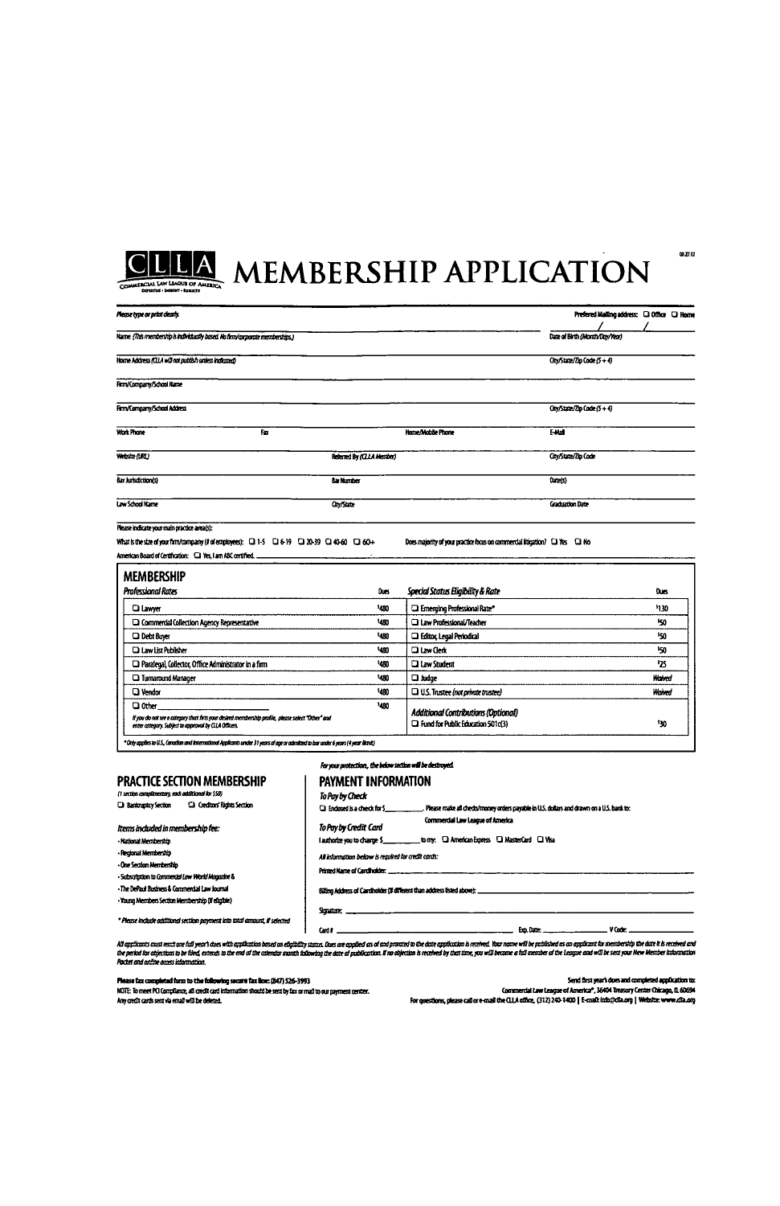# CLLA MEMBERSHIP APPLICATION

COMMERCIAL LAW LEAGUE OF AMERICA

09.27.12

*Please type or print clearly.*

Prefered Mailing address: ☐ Office ☐ Home

Name *(This membership is individually based. No firm/corporate memberships.)* ______ Date of Birth *(Month/Day/Year)* ___/___/___

Home Address *(CLLA will not publish unless indicated)* ______ City/State/Zip Code (5 + 4) ______

Firm/Company/School Name ______

Firm/Company/School Address ______ City/State/Zip Code (5 + 4) ______

Work Phone ______ Fax ______ Home/Mobile Phone ______ E-Mail ______

Website (URL) ______ Referred By *(CLLA Member)* ______ City/State/Zip Code ______

Bar Jurisdiction(s) ______ Bar Number ______ Date(s) ______

Law School Name ______ City/State ______ Graduation Date ______

Please indicate your main practice area(s): ______

What is the size of your firm/company (# of employees): ☐ 1-5 ☐ 6-19 ☐ 20-39 ☐ 40-60 ☐ 60+

Does majority of your practice focus on commercial litigation? ☐ Yes ☐ No

American Board of Certification: ☐ Yes, I am ABC certified. ______

## MEMBERSHIP

| *Professional Rates* | Dues | *Special Status Eligibility & Rate* | Dues |
|---|---|---|---|
| ☐ Lawyer | $480 | ☐ Emerging Professional Rate* | $130 |
| ☐ Commercial Collection Agency Representative | $480 | ☐ Law Professional/Teacher | $50 |
| ☐ Debt Buyer | $480 | ☐ Editor, Legal Periodical | $50 |
| ☐ Law List Publisher | $480 | ☐ Law Clerk | $50 |
| ☐ Paralegal, Collector, Office Administrator in a firm | $480 | ☐ Law Student | $25 |
| ☐ Turnaround Manager | $480 | ☐ Judge | *Waived* |
| ☐ Vendor | $480 | ☐ U.S. Trustee *(not private trustee)* | *Waived* |
| ☐ Other ______ *If you do not see a category that fits your desired membership profile, please select "Other" and enter category. Subject to approval by CLLA Officers.* | $480 | ***Additional Contributions (Optional)*** ☐ Fund for Public Education 501c(3) | $30 |

\* *Only applies to U.S., Canadian and International Applicants under 31 years of age or admitted to bar under 6 years (4 year limit)*

## PRACTICE SECTION MEMBERSHIP

*(1 section complimentary, each additional for $50)*

☐ Bankruptcy Section ☐ Creditors' Rights Section

*Items included in membership fee:*

- National Membership
- Regional Membership
- One Section Membership
- Subscription to *Commercial Law World Magazine* &
- The DePaul Business & Commercial Law Journal
- Young Members Section Membership (if eligible)

\* *Please include additional section payment into total amount, if selected*

*For your protection, the below section will be destroyed.*

## PAYMENT INFORMATION

*To Pay by Check*

☐ Enclosed is a check for $______. Please make all checks/money orders payable in U.S. dollars and drawn on a U.S. bank to: Commercial Law League of America

*To Pay by Credit Card*

I authorize you to charge $______ to my: ☐ American Express ☐ MasterCard ☐ Visa

*All information below is required for credit cards:*

Printed Name of Cardholder: ______

Billing Address of Cardholder (if different than address listed above): ______

Signature: ______

Card # ______ Exp. Date: ______ V Code: ______

*All applicants must remit one full year's dues with application based on eligibility status. Dues are applied as of and prorated to the date application is received. Your name will be published as an applicant for membership the date it is received and the period for objections to be filed, extends to the end of the calendar month following the date of publication. If no objection is received by that time, you will become a full member of the League and will be sent your New Member Information Packet and online access information.*

**Please fax completed form to the following secure fax line: (847) 526-3993**

NOTE: To meet PCI Compliance, all credit card information should be sent by fax or mail to our payment center. Any credit cards sent via email will be deleted.

Send first year's dues and completed application to:
Commercial Law League of America®, 36404 Treasury Center Chicago, IL 60694
For questions, please call or e-mail the CLLA office, (312) 240-1400 | E-mail: info@clla.org | Website: www.clla.org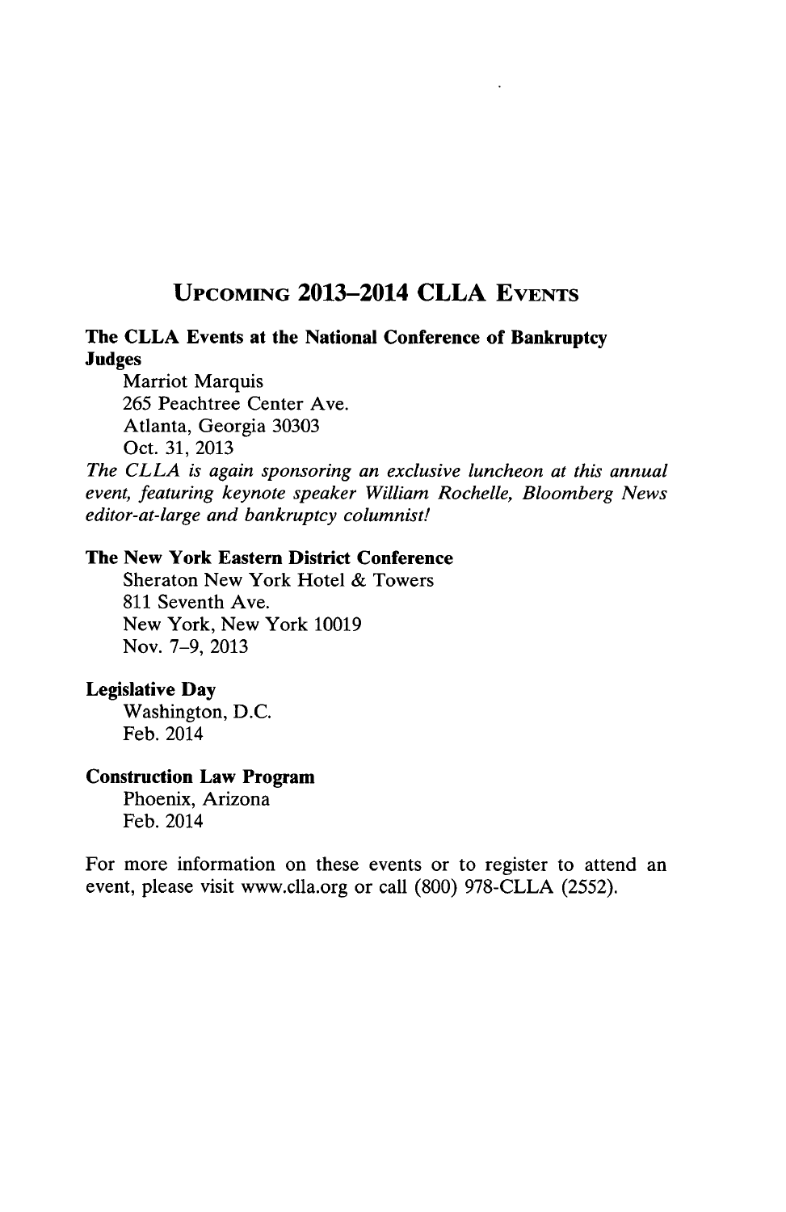## Upcoming 2013–2014 CLLA Events

**The CLLA Events at the National Conference of Bankruptcy Judges**

Marriot Marquis
265 Peachtree Center Ave.
Atlanta, Georgia 30303
Oct. 31, 2013

*The CLLA is again sponsoring an exclusive luncheon at this annual event, featuring keynote speaker William Rochelle, Bloomberg News editor-at-large and bankruptcy columnist!*

**The New York Eastern District Conference**

Sheraton New York Hotel & Towers
811 Seventh Ave.
New York, New York 10019
Nov. 7–9, 2013

**Legislative Day**

Washington, D.C.
Feb. 2014

**Construction Law Program**

Phoenix, Arizona
Feb. 2014

For more information on these events or to register to attend an event, please visit www.clla.org or call (800) 978-CLLA (2552).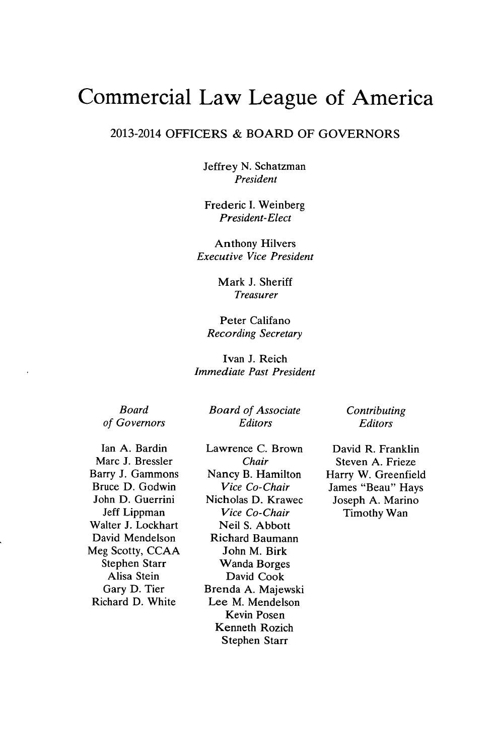# Commercial Law League of America

## 2013-2014 OFFICERS & BOARD OF GOVERNORS

Jeffrey N. Schatzman
*President*

Frederic I. Weinberg
*President-Elect*

Anthony Hilvers
*Executive Vice President*

Mark J. Sheriff
*Treasurer*

Peter Califano
*Recording Secretary*

Ivan J. Reich
*Immediate Past President*

*Board of Governors*

Ian A. Bardin
Marc J. Bressler
Barry J. Gammons
Bruce D. Godwin
John D. Guerrini
Jeff Lippman
Walter J. Lockhart
David Mendelson
Meg Scotty, CCAA
Stephen Starr
Alisa Stein
Gary D. Tier
Richard D. White

*Board of Associate Editors*

Lawrence C. Brown
*Chair*
Nancy B. Hamilton
*Vice Co-Chair*
Nicholas D. Krawec
*Vice Co-Chair*
Neil S. Abbott
Richard Baumann
John M. Birk
Wanda Borges
David Cook
Brenda A. Majewski
Lee M. Mendelson
Kevin Posen
Kenneth Rozich
Stephen Starr

*Contributing Editors*

David R. Franklin
Steven A. Frieze
Harry W. Greenfield
James "Beau" Hays
Joseph A. Marino
Timothy Wan